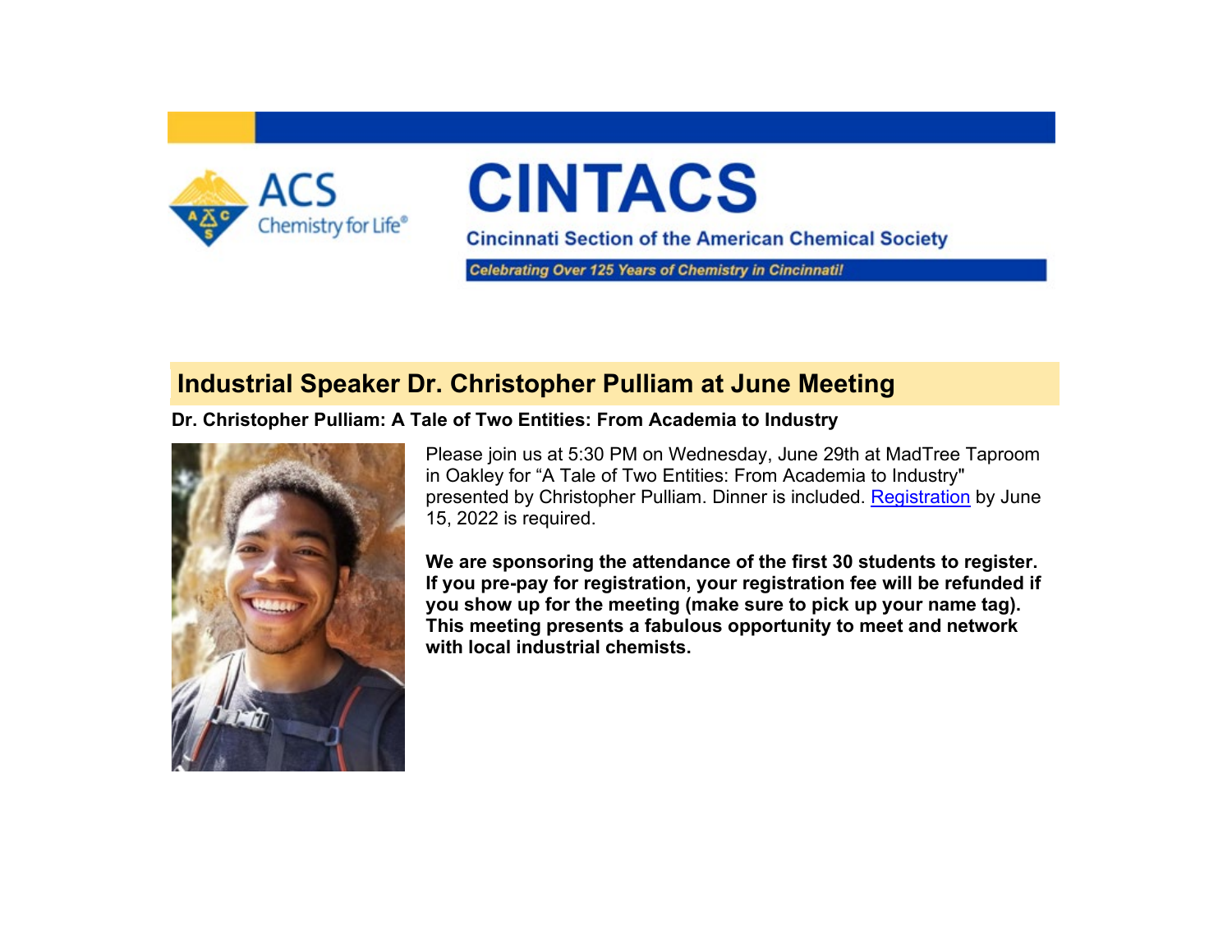ACS Chemistry for Life®

# CINTACS

**Cincinnati Section of the American Chemical Society**

*Celebrating Over 125 Years of Chemistry in Cincinnati!*

## Industrial Speaker Dr. Christopher Pulliam at June Meeting

**Dr. Christopher Pulliam: A Tale of Two Entities: From Academia to Industry**

Please join us at 5:30 PM on Wednesday, June 29th at MadTree Taproom in Oakley for "A Tale of Two Entities: From Academia to Industry" presented by Christopher Pulliam. Dinner is included. Registration by June 15, 2022 is required.

**We are sponsoring the attendance of the first 30 students to register. If you pre-pay for registration, your registration fee will be refunded if you show up for the meeting (make sure to pick up your name tag). This meeting presents a fabulous opportunity to meet and network with local industrial chemists.**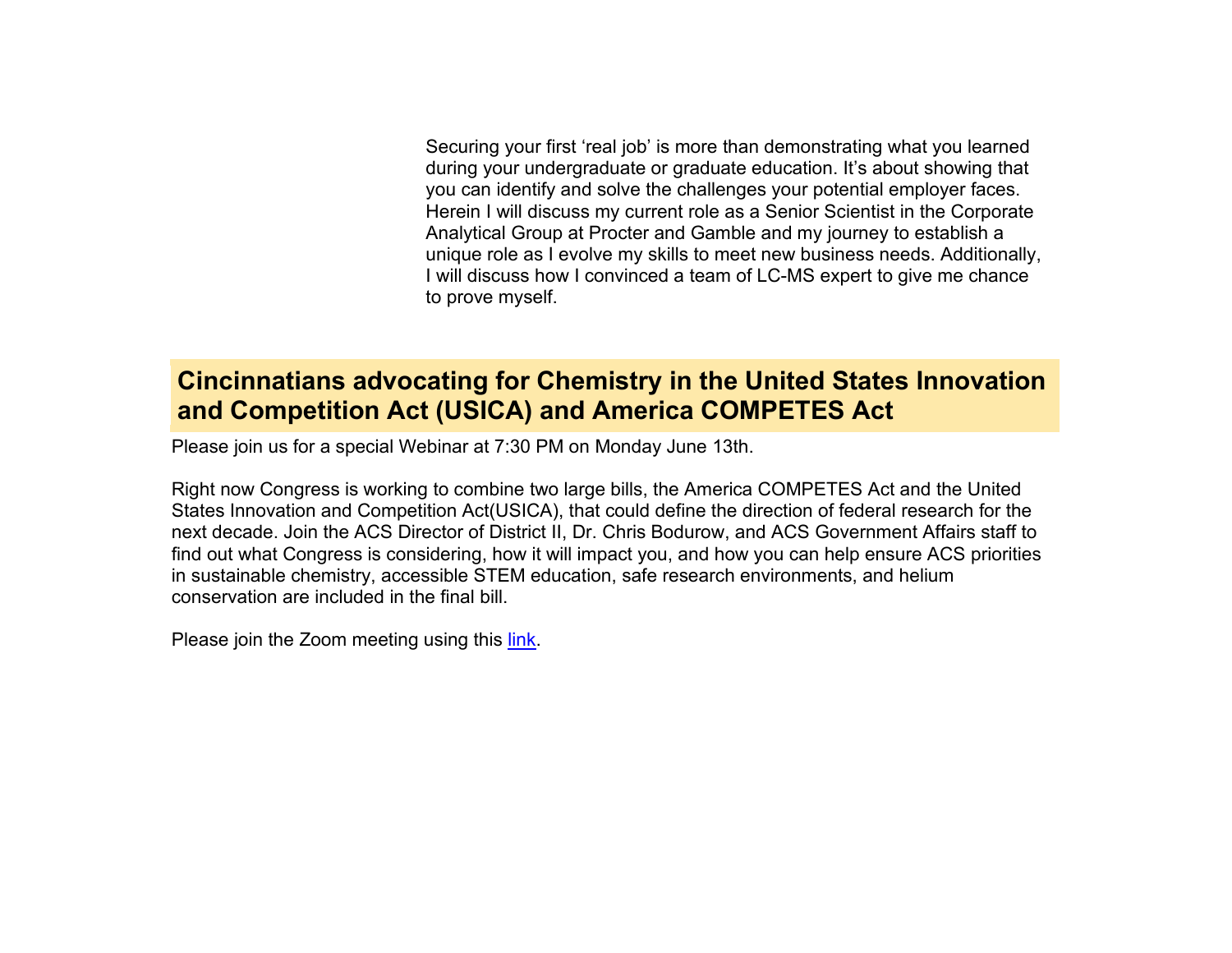Securing your first 'real job' is more than demonstrating what you learned during your undergraduate or graduate education. It's about showing that you can identify and solve the challenges your potential employer faces. Herein I will discuss my current role as a Senior Scientist in the Corporate Analytical Group at Procter and Gamble and my journey to establish a unique role as I evolve my skills to meet new business needs. Additionally, I will discuss how I convinced a team of LC-MS expert to give me chance to prove myself.

## Cincinnatians advocating for Chemistry in the United States Innovation and Competition Act (USICA) and America COMPETES Act

Please join us for a special Webinar at 7:30 PM on Monday June 13th.

Right now Congress is working to combine two large bills, the America COMPETES Act and the United States Innovation and Competition Act(USICA), that could define the direction of federal research for the next decade. Join the ACS Director of District II, Dr. Chris Bodurow, and ACS Government Affairs staff to find out what Congress is considering, how it will impact you, and how you can help ensure ACS priorities in sustainable chemistry, accessible STEM education, safe research environments, and helium conservation are included in the final bill.

Please join the Zoom meeting using this link.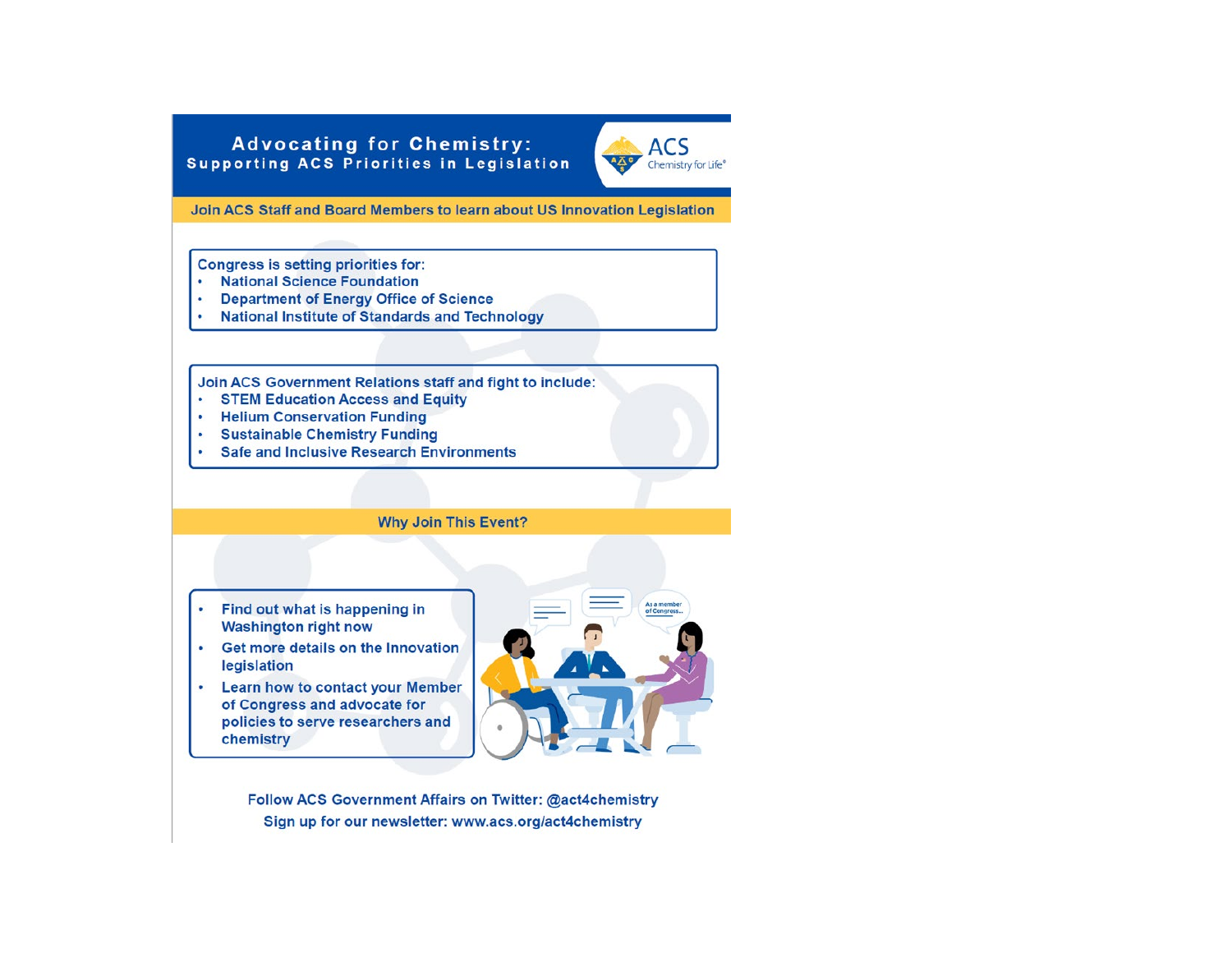# Advocating for Chemistry:
## Supporting ACS Priorities in Legislation

ACS Chemistry for Life®

**Join ACS Staff and Board Members to learn about US Innovation Legislation**

Congress is setting priorities for:

- **National Science Foundation**
- **Department of Energy Office of Science**
- **National Institute of Standards and Technology**

Join ACS Government Relations staff and fight to include:

- **STEM Education Access and Equity**
- **Helium Conservation Funding**
- **Sustainable Chemistry Funding**
- **Safe and Inclusive Research Environments**

## Why Join This Event?

- Find out what is happening in Washington right now
- Get more details on the Innovation legislation
- Learn how to contact your Member of Congress and advocate for policies to serve researchers and chemistry

Follow ACS Government Affairs on Twitter: @act4chemistry

Sign up for our newsletter: www.acs.org/act4chemistry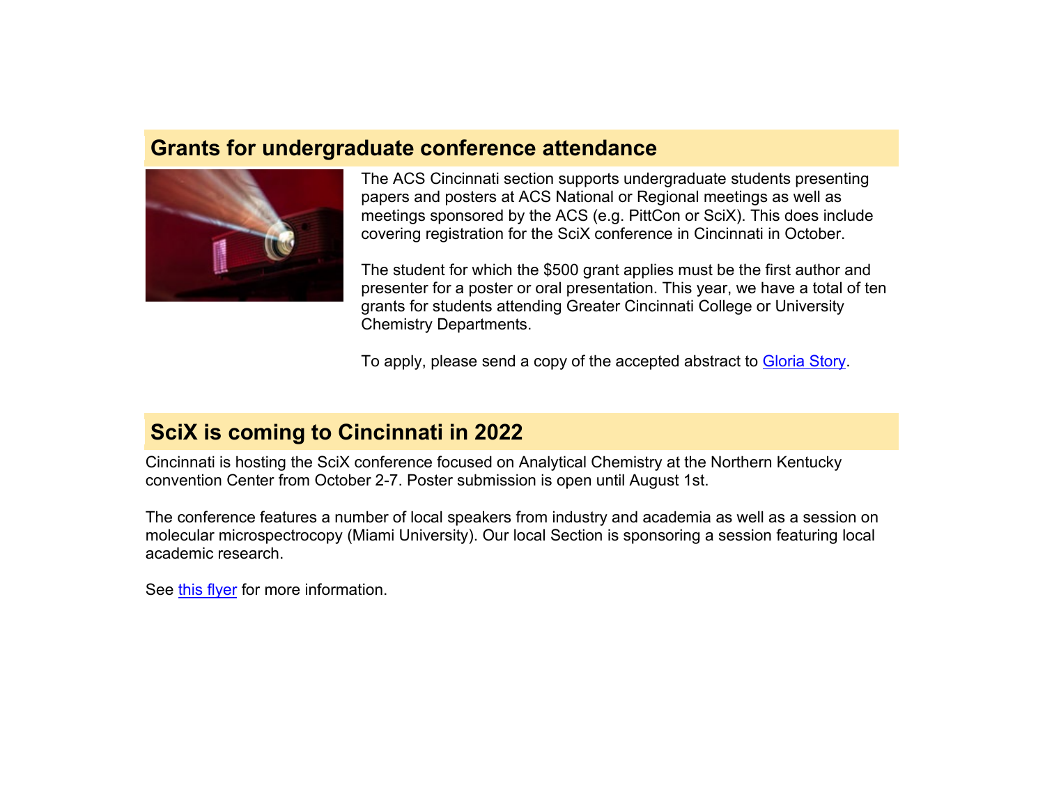## Grants for undergraduate conference attendance

The ACS Cincinnati section supports undergraduate students presenting papers and posters at ACS National or Regional meetings as well as meetings sponsored by the ACS (e.g. PittCon or SciX). This does include covering registration for the SciX conference in Cincinnati in October.

The student for which the $500 grant applies must be the first author and presenter for a poster or oral presentation. This year, we have a total of ten grants for students attending Greater Cincinnati College or University Chemistry Departments.

To apply, please send a copy of the accepted abstract to Gloria Story.

## SciX is coming to Cincinnati in 2022

Cincinnati is hosting the SciX conference focused on Analytical Chemistry at the Northern Kentucky convention Center from October 2-7. Poster submission is open until August 1st.

The conference features a number of local speakers from industry and academia as well as a session on molecular microspectrocopy (Miami University). Our local Section is sponsoring a session featuring local academic research.

See this flyer for more information.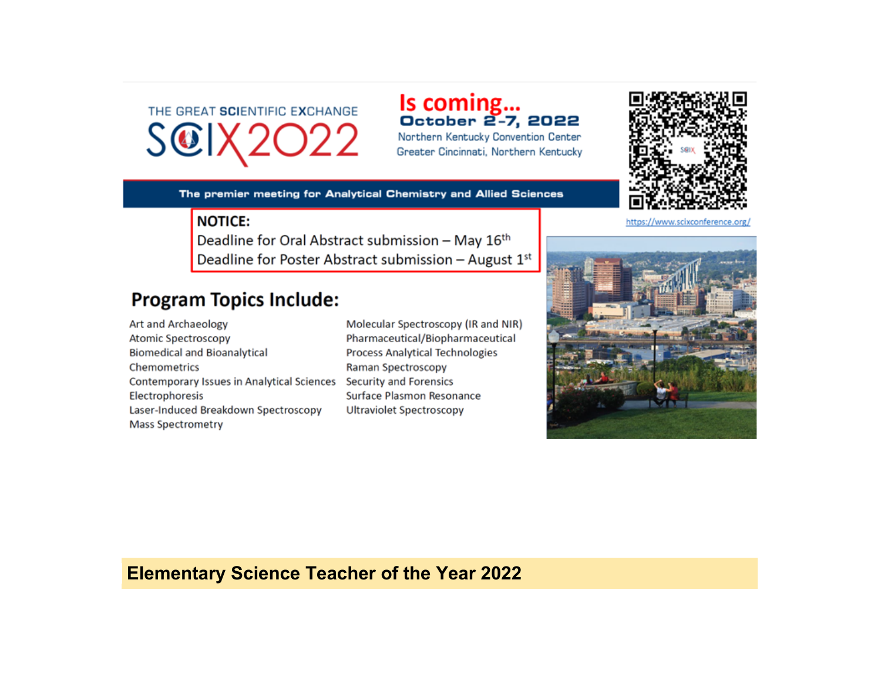THE GREAT SCIENTIFIC EXCHANGE

# SCIX2022

**Is coming...**

**October 2-7, 2022**

Northern Kentucky Convention Center

Greater Cincinnati, Northern Kentucky

https://www.scixconference.org/

**The premier meeting for Analytical Chemistry and Allied Sciences**

**NOTICE:**

Deadline for Oral Abstract submission – May 16th

Deadline for Poster Abstract submission – August 1st

## Program Topics Include:

- Art and Archaeology
- Atomic Spectroscopy
- Biomedical and Bioanalytical
- Chemometrics
- Contemporary Issues in Analytical Sciences
- Electrophoresis
- Laser-Induced Breakdown Spectroscopy
- Mass Spectrometry
- Molecular Spectroscopy (IR and NIR)
- Pharmaceutical/Biopharmaceutical
- Process Analytical Technologies
- Raman Spectroscopy
- Security and Forensics
- Surface Plasmon Resonance
- Ultraviolet Spectroscopy

## Elementary Science Teacher of the Year 2022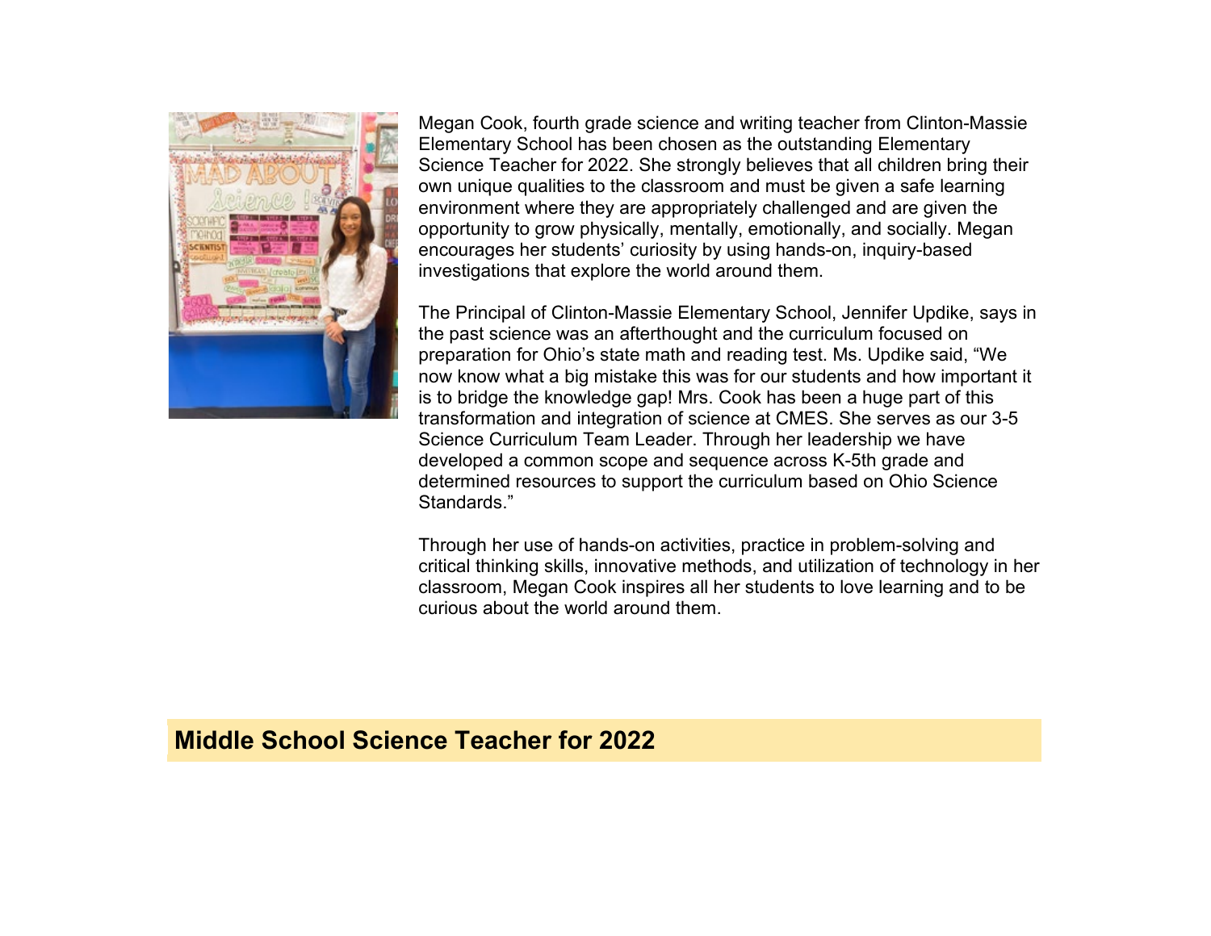Megan Cook, fourth grade science and writing teacher from Clinton-Massie Elementary School has been chosen as the outstanding Elementary Science Teacher for 2022. She strongly believes that all children bring their own unique qualities to the classroom and must be given a safe learning environment where they are appropriately challenged and are given the opportunity to grow physically, mentally, emotionally, and socially. Megan encourages her students' curiosity by using hands-on, inquiry-based investigations that explore the world around them.

The Principal of Clinton-Massie Elementary School, Jennifer Updike, says in the past science was an afterthought and the curriculum focused on preparation for Ohio's state math and reading test. Ms. Updike said, "We now know what a big mistake this was for our students and how important it is to bridge the knowledge gap! Mrs. Cook has been a huge part of this transformation and integration of science at CMES. She serves as our 3-5 Science Curriculum Team Leader. Through her leadership we have developed a common scope and sequence across K-5th grade and determined resources to support the curriculum based on Ohio Science Standards."

Through her use of hands-on activities, practice in problem-solving and critical thinking skills, innovative methods, and utilization of technology in her classroom, Megan Cook inspires all her students to love learning and to be curious about the world around them.

## Middle School Science Teacher for 2022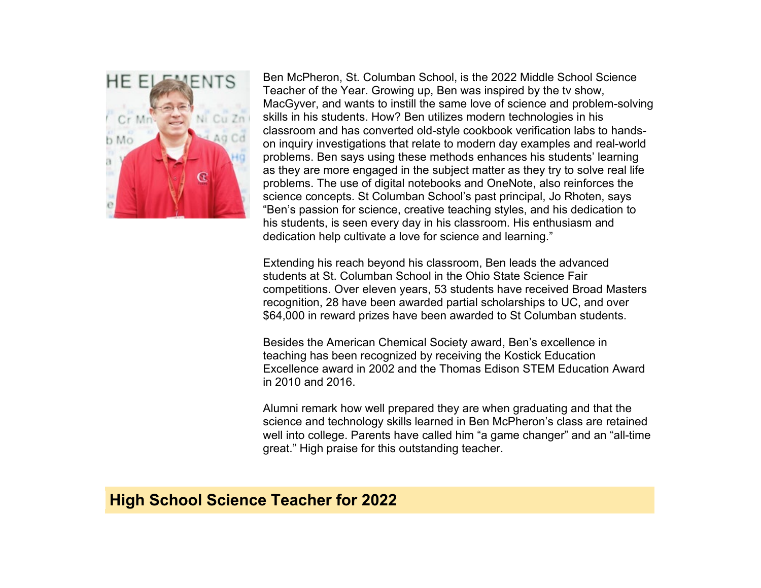Ben McPheron, St. Columban School, is the 2022 Middle School Science Teacher of the Year. Growing up, Ben was inspired by the tv show, MacGyver, and wants to instill the same love of science and problem-solving skills in his students. How? Ben utilizes modern technologies in his classroom and has converted old-style cookbook verification labs to hands-on inquiry investigations that relate to modern day examples and real-world problems. Ben says using these methods enhances his students' learning as they are more engaged in the subject matter as they try to solve real life problems. The use of digital notebooks and OneNote, also reinforces the science concepts. St Columban School's past principal, Jo Rhoten, says "Ben's passion for science, creative teaching styles, and his dedication to his students, is seen every day in his classroom. His enthusiasm and dedication help cultivate a love for science and learning."

Extending his reach beyond his classroom, Ben leads the advanced students at St. Columban School in the Ohio State Science Fair competitions. Over eleven years, 53 students have received Broad Masters recognition, 28 have been awarded partial scholarships to UC, and over $64,000 in reward prizes have been awarded to St Columban students.

Besides the American Chemical Society award, Ben's excellence in teaching has been recognized by receiving the Kostick Education Excellence award in 2002 and the Thomas Edison STEM Education Award in 2010 and 2016.

Alumni remark how well prepared they are when graduating and that the science and technology skills learned in Ben McPheron's class are retained well into college. Parents have called him "a game changer" and an "all-time great." High praise for this outstanding teacher.

## High School Science Teacher for 2022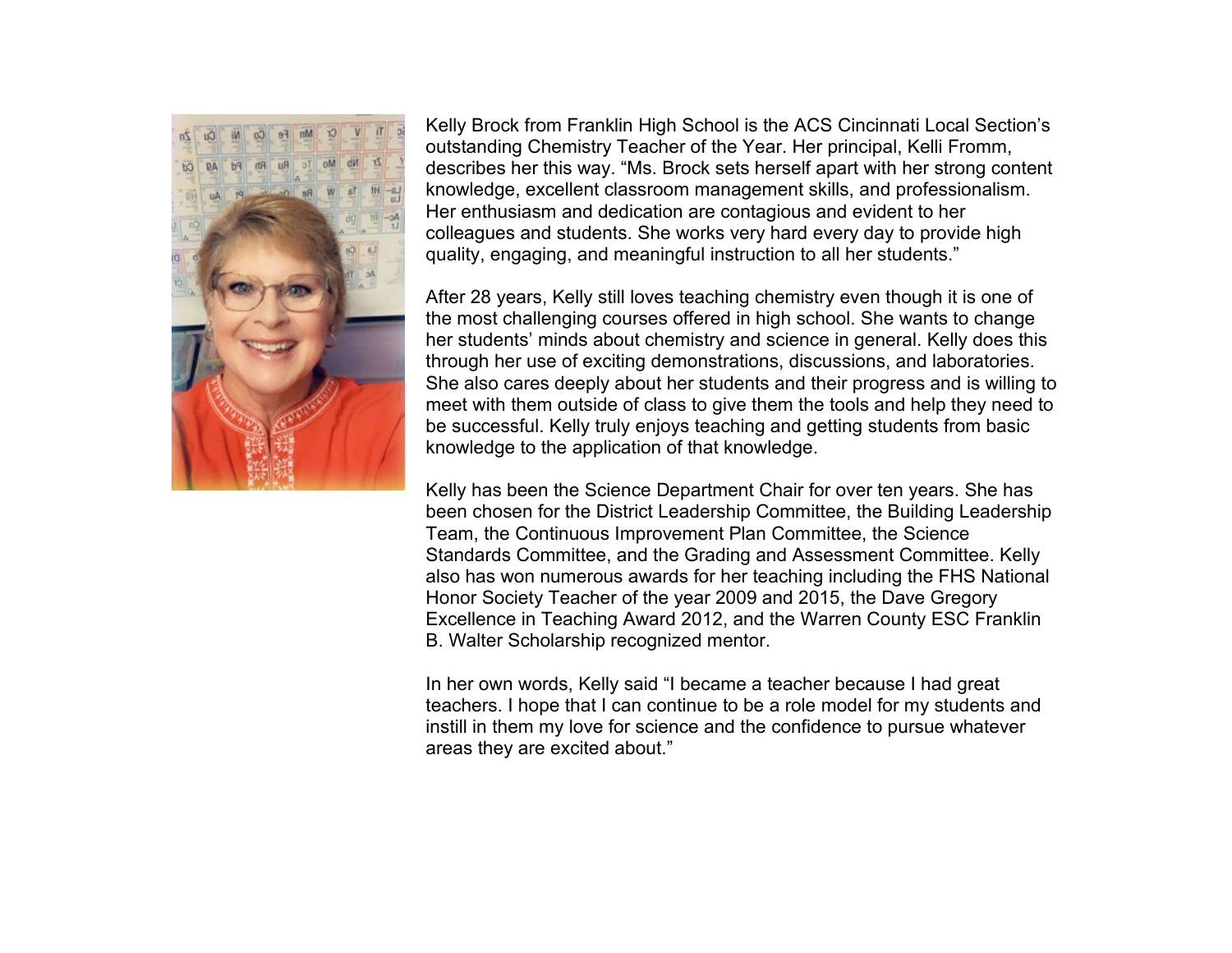Kelly Brock from Franklin High School is the ACS Cincinnati Local Section's outstanding Chemistry Teacher of the Year. Her principal, Kelli Fromm, describes her this way. "Ms. Brock sets herself apart with her strong content knowledge, excellent classroom management skills, and professionalism. Her enthusiasm and dedication are contagious and evident to her colleagues and students. She works very hard every day to provide high quality, engaging, and meaningful instruction to all her students."

After 28 years, Kelly still loves teaching chemistry even though it is one of the most challenging courses offered in high school. She wants to change her students' minds about chemistry and science in general. Kelly does this through her use of exciting demonstrations, discussions, and laboratories. She also cares deeply about her students and their progress and is willing to meet with them outside of class to give them the tools and help they need to be successful. Kelly truly enjoys teaching and getting students from basic knowledge to the application of that knowledge.

Kelly has been the Science Department Chair for over ten years. She has been chosen for the District Leadership Committee, the Building Leadership Team, the Continuous Improvement Plan Committee, the Science Standards Committee, and the Grading and Assessment Committee. Kelly also has won numerous awards for her teaching including the FHS National Honor Society Teacher of the year 2009 and 2015, the Dave Gregory Excellence in Teaching Award 2012, and the Warren County ESC Franklin B. Walter Scholarship recognized mentor.

In her own words, Kelly said "I became a teacher because I had great teachers. I hope that I can continue to be a role model for my students and instill in them my love for science and the confidence to pursue whatever areas they are excited about."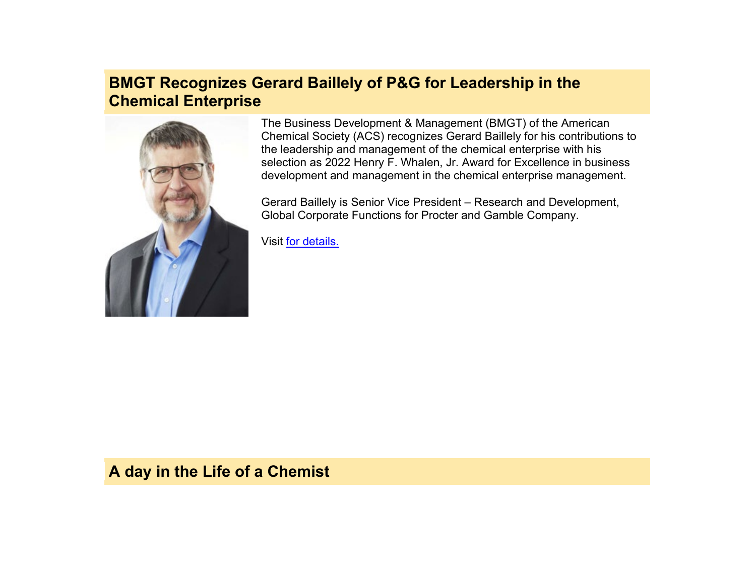## BMGT Recognizes Gerard Baillely of P&G for Leadership in the Chemical Enterprise

The Business Development & Management (BMGT) of the American Chemical Society (ACS) recognizes Gerard Baillely for his contributions to the leadership and management of the chemical enterprise with his selection as 2022 Henry F. Whalen, Jr. Award for Excellence in business development and management in the chemical enterprise management.

Gerard Baillely is Senior Vice President – Research and Development, Global Corporate Functions for Procter and Gamble Company.

Visit for details.

## A day in the Life of a Chemist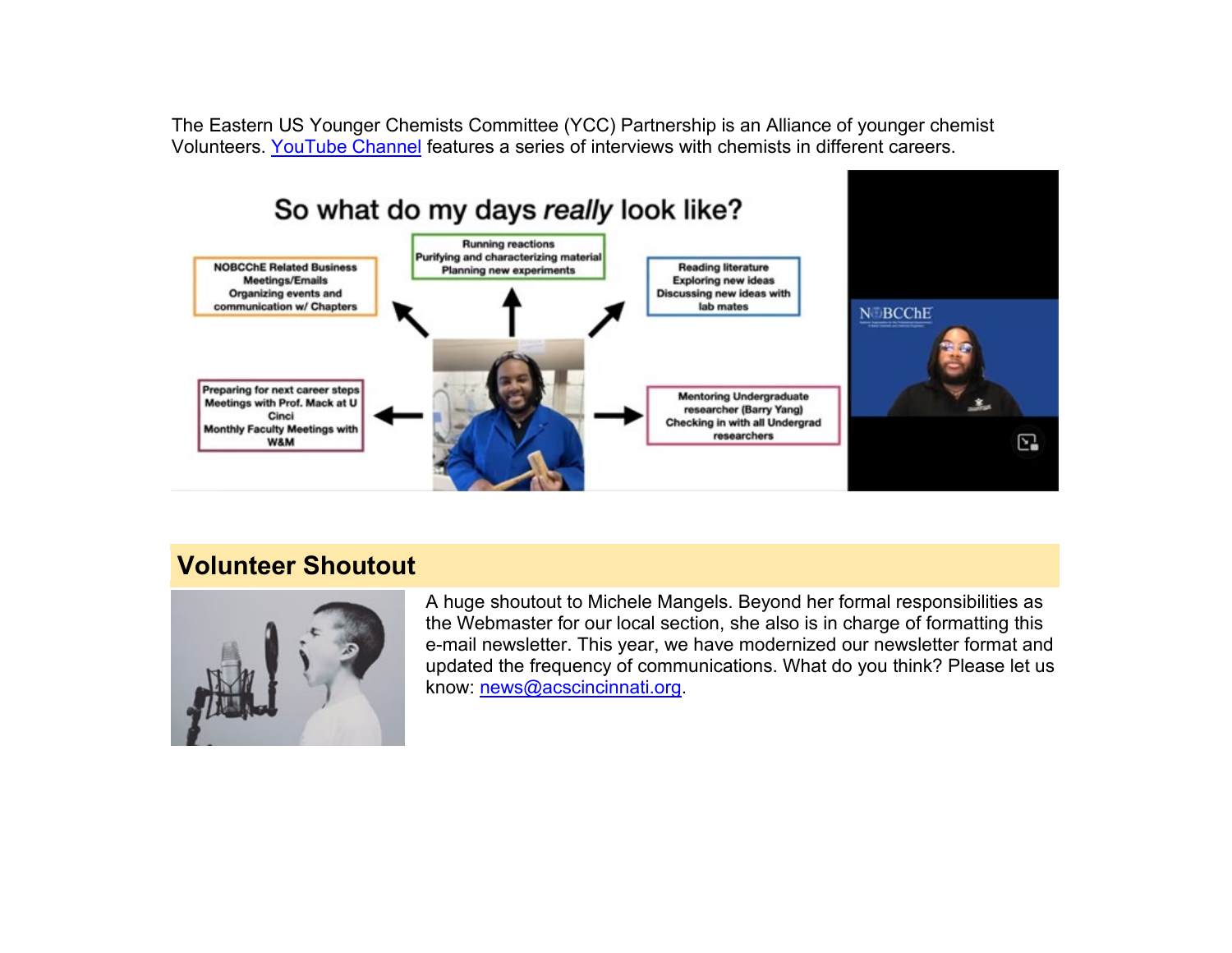The Eastern US Younger Chemists Committee (YCC) Partnership is an Alliance of younger chemist Volunteers. [YouTube Channel](#) features a series of interviews with chemists in different careers.

So what do my days *really* look like?

Running reactions
Purifying and characterizing material
Planning new experiments

NOBCChE Related Business
Meetings/Emails
Organizing events and communication w/ Chapters

Reading literature
Exploring new ideas
Discussing new ideas with lab mates

Preparing for next career steps
Meetings with Prof. Mack at U Cinci
Monthly Faculty Meetings with W&M

Mentoring Undergraduate researcher (Barry Yang)
Checking in with all Undergrad researchers

NOBCChE

## Volunteer Shoutout

A huge shoutout to Michele Mangels. Beyond her formal responsibilities as the Webmaster for our local section, she also is in charge of formatting this e-mail newsletter. This year, we have modernized our newsletter format and updated the frequency of communications. What do you think? Please let us know: news@acscincinnati.org.